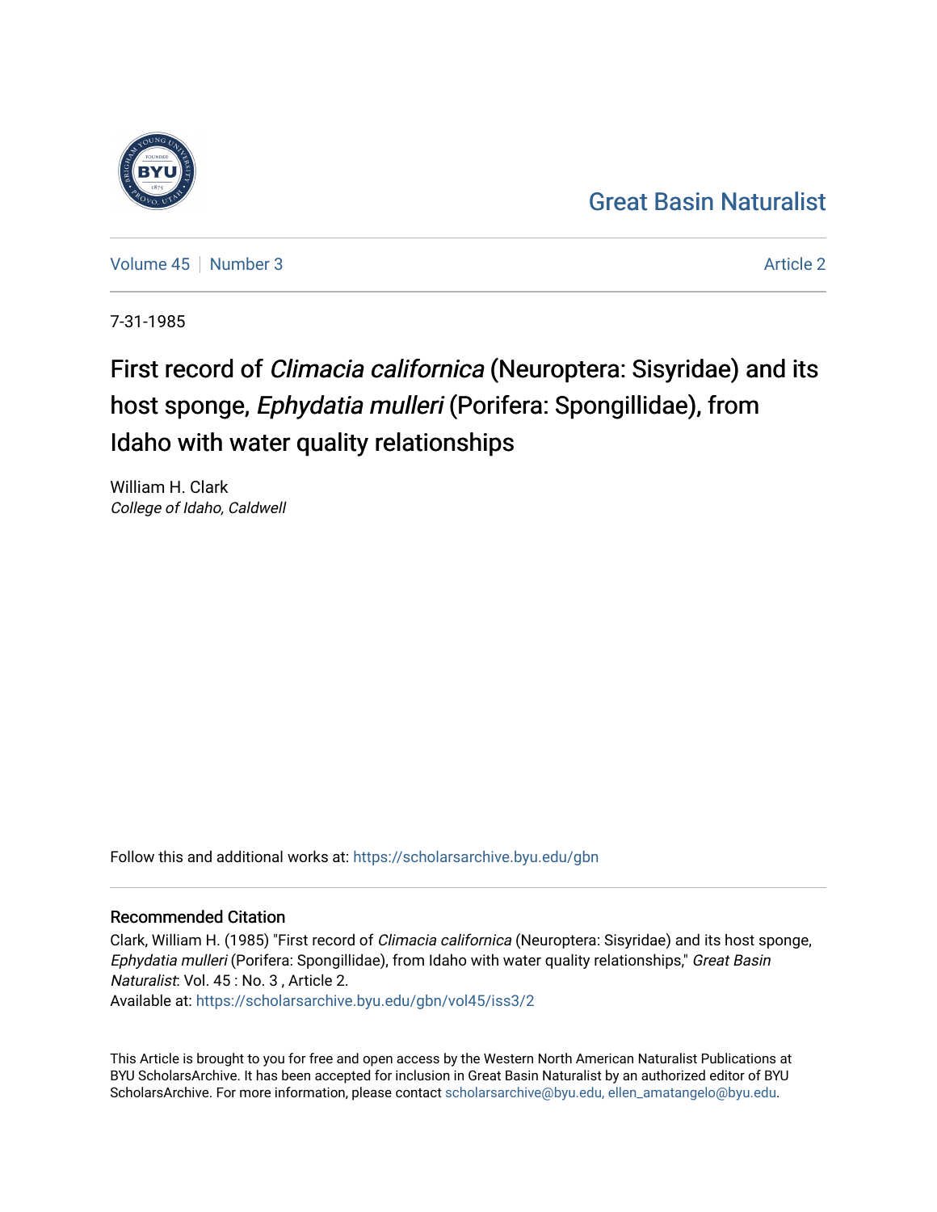Great Basin Naturalist

Volume 45 | Number 3 | Article 2

7-31-1985

# First record of *Climacia californica* (Neuroptera: Sisyridae) and its host sponge, *Ephydatia mulleri* (Porifera: Spongillidae), from Idaho with water quality relationships

William H. Clark
*College of Idaho, Caldwell*

Follow this and additional works at: https://scholarsarchive.byu.edu/gbn

## Recommended Citation

Clark, William H. (1985) "First record of *Climacia californica* (Neuroptera: Sisyridae) and its host sponge, *Ephydatia mulleri* (Porifera: Spongillidae), from Idaho with water quality relationships," *Great Basin Naturalist*: Vol. 45 : No. 3 , Article 2.
Available at: https://scholarsarchive.byu.edu/gbn/vol45/iss3/2

This Article is brought to you for free and open access by the Western North American Naturalist Publications at BYU ScholarsArchive. It has been accepted for inclusion in Great Basin Naturalist by an authorized editor of BYU ScholarsArchive. For more information, please contact scholarsarchive@byu.edu, ellen_amatangelo@byu.edu.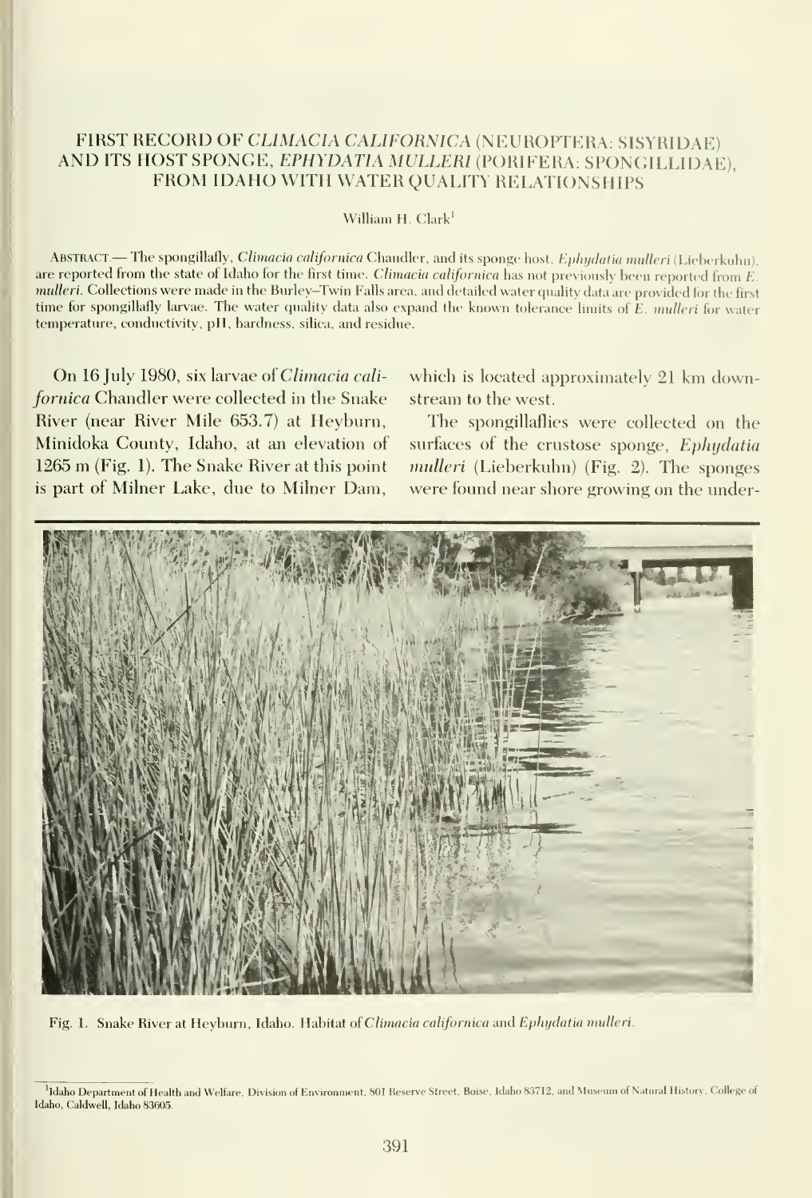# FIRST RECORD OF *CLIMACIA CALIFORNICA* (NEUROPTERA: SISYRIDAE) AND ITS HOST SPONGE, *EPHYDATIA MULLERI* (PORIFERA: SPONGILLIDAE), FROM IDAHO WITH WATER QUALITY RELATIONSHIPS

William H. Clark[1]

ABSTRACT.— The spongillafly, *Climacia californica* Chandler, and its sponge host, *Ephydatia mulleri* (Lieberkuhn), are reported from the state of Idaho for the first time. *Climacia californica* has not previously been reported from *E. mulleri*. Collections were made in the Burley–Twin Falls area, and detailed water quality data are provided for the first time for spongillafly larvae. The water quality data also expand the known tolerance limits of *E. mulleri* for water temperature, conductivity, pH, hardness, silica, and residue.

On 16 July 1980, six larvae of *Climacia californica* Chandler were collected in the Snake River (near River Mile 653.7) at Heyburn, Minidoka County, Idaho, at an elevation of 1265 m (Fig. 1). The Snake River at this point is part of Milner Lake, due to Milner Dam, which is located approximately 21 km downstream to the west.

The spongillaflies were collected on the surfaces of the crustose sponge, *Ephydatia mulleri* (Lieberkuhn) (Fig. 2). The sponges were found near shore growing on the under-

Fig. 1. Snake River at Heyburn, Idaho. Habitat of *Climacia californica* and *Ephydatia mulleri*.

[1]Idaho Department of Health and Welfare, Division of Environment, 801 Reserve Street, Boise, Idaho 83712, and Museum of Natural History, College of Idaho, Caldwell, Idaho 83605.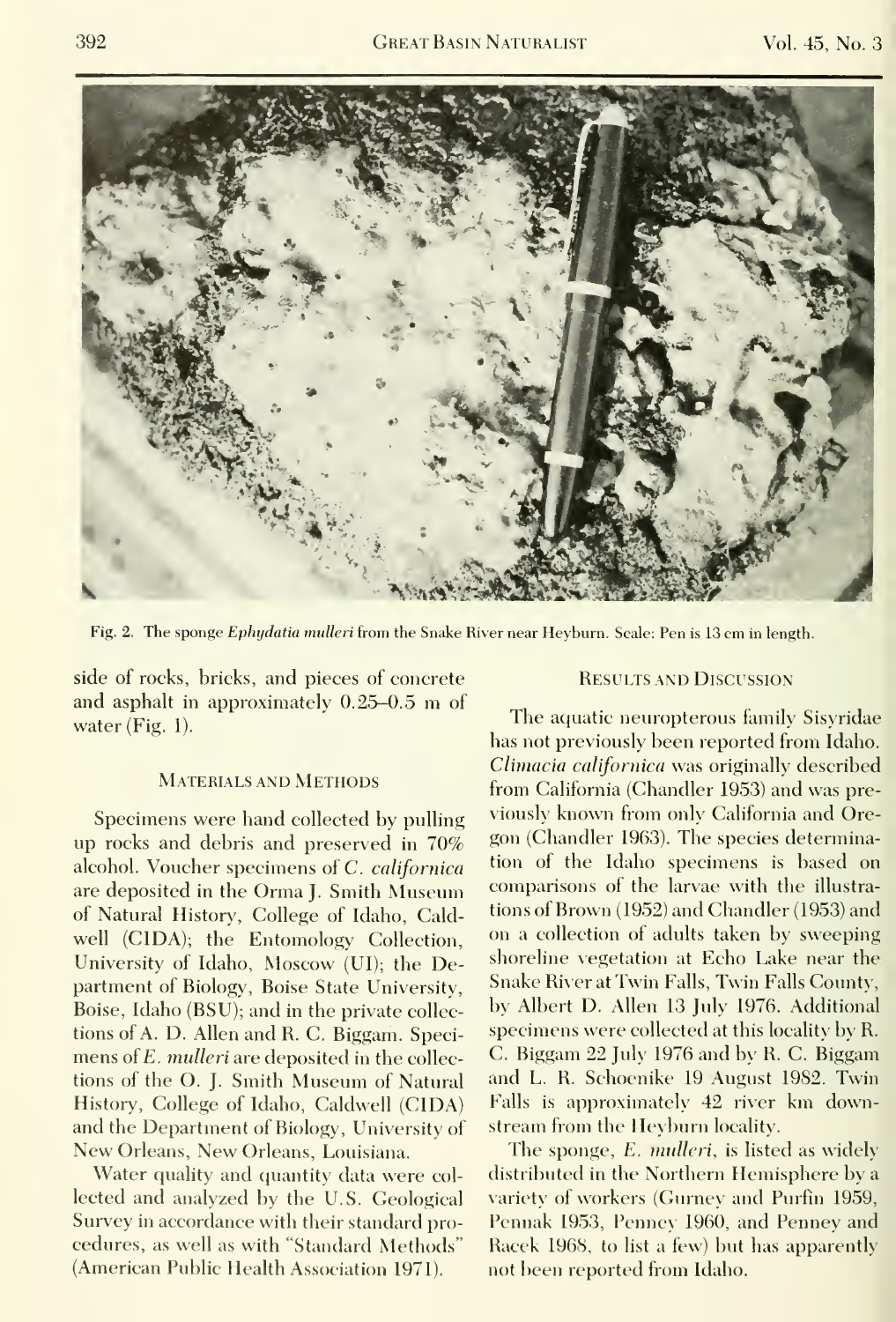Fig. 2. The sponge *Ephydatia mulleri* from the Snake River near Heyburn. Scale: Pen is 13 cm in length.

side of rocks, bricks, and pieces of concrete and asphalt in approximately 0.25–0.5 m of water (Fig. 1).

## Materials and Methods

Specimens were hand collected by pulling up rocks and debris and preserved in 70% alcohol. Voucher specimens of *C. californica* are deposited in the Orma J. Smith Museum of Natural History, College of Idaho, Caldwell (CIDA); the Entomology Collection, University of Idaho, Moscow (UI); the Department of Biology, Boise State University, Boise, Idaho (BSU); and in the private collections of A. D. Allen and R. C. Biggam. Specimens of *E. mulleri* are deposited in the collections of the O. J. Smith Museum of Natural History, College of Idaho, Caldwell (CIDA) and the Department of Biology, University of New Orleans, New Orleans, Louisiana.

Water quality and quantity data were collected and analyzed by the U.S. Geological Survey in accordance with their standard procedures, as well as with "Standard Methods" (American Public Health Association 1971).

## Results and Discussion

The aquatic neuropterous family Sisyridae has not previously been reported from Idaho. *Climacia californica* was originally described from California (Chandler 1953) and was previously known from only California and Oregon (Chandler 1963). The species determination of the Idaho specimens is based on comparisons of the larvae with the illustrations of Brown (1952) and Chandler (1953) and on a collection of adults taken by sweeping shoreline vegetation at Echo Lake near the Snake River at Twin Falls, Twin Falls County, by Albert D. Allen 13 July 1976. Additional specimens were collected at this locality by R. C. Biggam 22 July 1976 and by R. C. Biggam and L. R. Schoenike 19 August 1982. Twin Falls is approximately 42 river km downstream from the Heyburn locality.

The sponge, *E. mulleri*, is listed as widely distributed in the Northern Hemisphere by a variety of workers (Gurney and Purfin 1959, Pennak 1953, Penney 1960, and Penney and Racek 1968, to list a few) but has apparently not been reported from Idaho.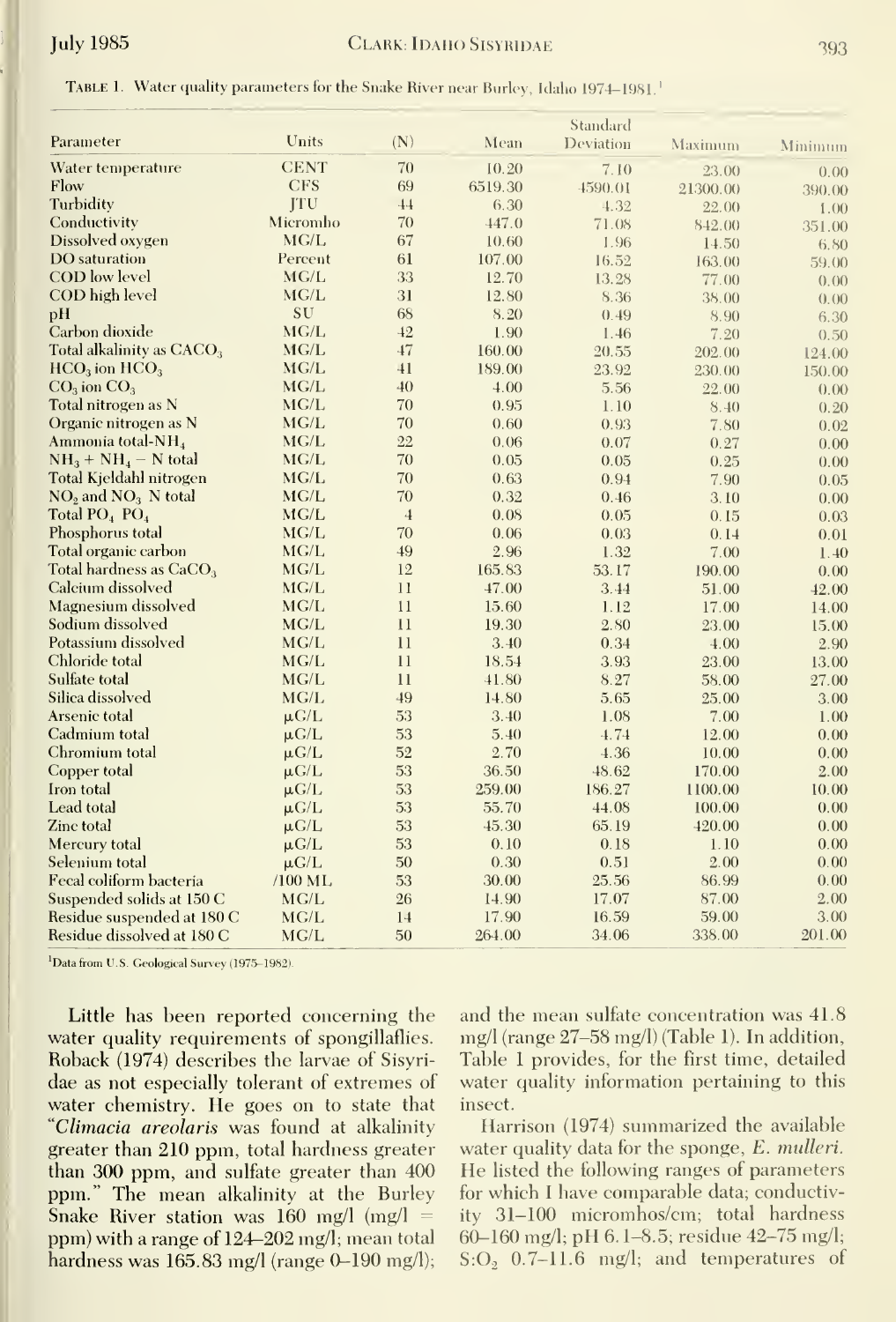TABLE 1. Water quality parameters for the Snake River near Burley, Idaho 1974–1981.[1]

| Parameter | Units | (N) | Mean | Standard Deviation | Maximum | Minimum |
|---|---|---|---|---|---|---|
| Water temperature | CENT | 70 | 10.20 | 7.10 | 23.00 | 0.00 |
| Flow | CFS | 69 | 6519.30 | 4590.01 | 21300.00 | 390.00 |
| Turbidity | JTU | 44 | 6.30 | 4.32 | 22.00 | 1.00 |
| Conductivity | Micromho | 70 | 447.0 | 71.08 | 842.00 | 351.00 |
| Dissolved oxygen | MG/L | 67 | 10.60 | 1.96 | 14.50 | 6.80 |
| DO saturation | Percent | 61 | 107.00 | 16.52 | 163.00 | 59.00 |
| COD low level | MG/L | 33 | 12.70 | 13.28 | 77.00 | 0.00 |
| COD high level | MG/L | 31 | 12.80 | 8.36 | 38.00 | 0.00 |
| pH | SU | 68 | 8.20 | 0.49 | 8.90 | 6.30 |
| Carbon dioxide | MG/L | 42 | 1.90 | 1.46 | 7.20 | 0.50 |
| Total alkalinity as $CACO_3$ | MG/L | 47 | 160.00 | 20.55 | 202.00 | 124.00 |
| $HCO_3$ ion $HCO_3$ | MG/L | 41 | 189.00 | 23.92 | 230.00 | 150.00 |
| $CO_3$ ion $CO_3$ | MG/L | 40 | 4.00 | 5.56 | 22.00 | 0.00 |
| Total nitrogen as N | MG/L | 70 | 0.95 | 1.10 | 8.40 | 0.20 |
| Organic nitrogen as N | MG/L | 70 | 0.60 | 0.93 | 7.80 | 0.02 |
| Ammonia total-$NH_4$ | MG/L | 22 | 0.06 | 0.07 | 0.27 | 0.00 |
| $NH_3 + NH_4 - N$ total | MG/L | 70 | 0.05 | 0.05 | 0.25 | 0.00 |
| Total Kjeldahl nitrogen | MG/L | 70 | 0.63 | 0.94 | 7.90 | 0.05 |
| $NO_2$ and $NO_3$ N total | MG/L | 70 | 0.32 | 0.46 | 3.10 | 0.00 |
| Total $PO_4$ $PO_4$ | MG/L | 4 | 0.08 | 0.05 | 0.15 | 0.03 |
| Phosphorus total | MG/L | 70 | 0.06 | 0.03 | 0.14 | 0.01 |
| Total organic carbon | MG/L | 49 | 2.96 | 1.32 | 7.00 | 1.40 |
| Total hardness as $CaCO_3$ | MG/L | 12 | 165.83 | 53.17 | 190.00 | 0.00 |
| Calcium dissolved | MG/L | 11 | 47.00 | 3.44 | 51.00 | 42.00 |
| Magnesium dissolved | MG/L | 11 | 15.60 | 1.12 | 17.00 | 14.00 |
| Sodium dissolved | MG/L | 11 | 19.30 | 2.80 | 23.00 | 15.00 |
| Potassium dissolved | MG/L | 11 | 3.40 | 0.34 | 4.00 | 2.90 |
| Chloride total | MG/L | 11 | 18.54 | 3.93 | 23.00 | 13.00 |
| Sulfate total | MG/L | 11 | 41.80 | 8.27 | 58.00 | 27.00 |
| Silica dissolved | MG/L | 49 | 14.80 | 5.65 | 25.00 | 3.00 |
| Arsenic total | $\mu$G/L | 53 | 3.40 | 1.08 | 7.00 | 1.00 |
| Cadmium total | $\mu$G/L | 53 | 5.40 | 4.74 | 12.00 | 0.00 |
| Chromium total | $\mu$G/L | 52 | 2.70 | 4.36 | 10.00 | 0.00 |
| Copper total | $\mu$G/L | 53 | 36.50 | 48.62 | 170.00 | 2.00 |
| Iron total | $\mu$G/L | 53 | 259.00 | 186.27 | 1100.00 | 10.00 |
| Lead total | $\mu$G/L | 53 | 55.70 | 44.08 | 100.00 | 0.00 |
| Zinc total | $\mu$G/L | 53 | 45.30 | 65.19 | 420.00 | 0.00 |
| Mercury total | $\mu$G/L | 53 | 0.10 | 0.18 | 1.10 | 0.00 |
| Selenium total | $\mu$G/L | 50 | 0.30 | 0.51 | 2.00 | 0.00 |
| Fecal coliform bacteria | /100 ML | 53 | 30.00 | 25.56 | 86.99 | 0.00 |
| Suspended solids at 150 C | MG/L | 26 | 14.90 | 17.07 | 87.00 | 2.00 |
| Residue suspended at 180 C | MG/L | 14 | 17.90 | 16.59 | 59.00 | 3.00 |
| Residue dissolved at 180 C | MG/L | 50 | 264.00 | 34.06 | 338.00 | 201.00 |

[1]Data from U.S. Geological Survey (1975–1982).

Little has been reported concerning the water quality requirements of spongillaflies. Roback (1974) describes the larvae of Sisyridae as not especially tolerant of extremes of water chemistry. He goes on to state that "*Climacia areolaris* was found at alkalinity greater than 210 ppm, total hardness greater than 300 ppm, and sulfate greater than 400 ppm." The mean alkalinity at the Burley Snake River station was 160 mg/l (mg/l = ppm) with a range of 124–202 mg/l; mean total hardness was 165.83 mg/l (range 0–190 mg/l); and the mean sulfate concentration was 41.8 mg/l (range 27–58 mg/l) (Table 1). In addition, Table 1 provides, for the first time, detailed water quality information pertaining to this insect.

Harrison (1974) summarized the available water quality data for the sponge, *E. mulleri*. He listed the following ranges of parameters for which I have comparable data; conductivity 31–100 micromhos/cm; total hardness 60–160 mg/l; pH 6.1–8.5; residue 42–75 mg/l; $S:O_2$ 0.7–11.6 mg/l; and temperatures of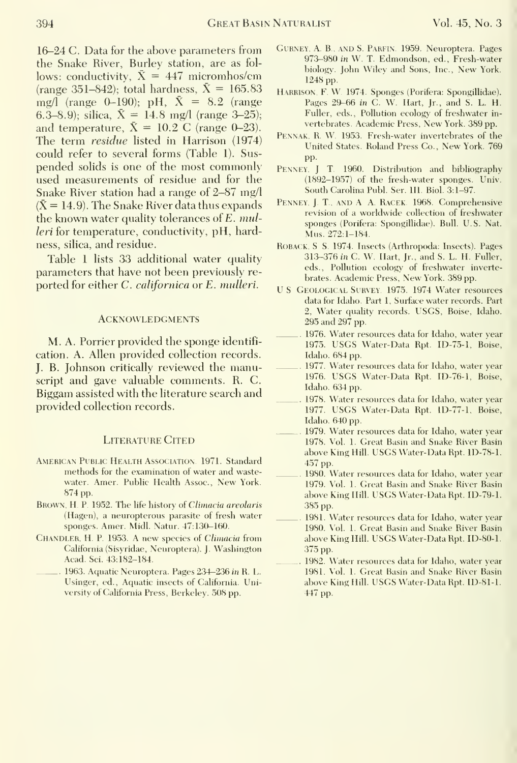16–24 C. Data for the above parameters from the Snake River, Burley station, are as follows: conductivity, $\bar{X}$ = 447 micromhos/cm (range 351–842); total hardness, $\bar{X}$ = 165.83 mg/l (range 0–190); pH, $\bar{X}$ = 8.2 (range 6.3–8.9); silica, $\bar{X}$ = 14.8 mg/l (range 3–25); and temperature, $\bar{X}$ = 10.2 C (range 0–23). The term *residue* listed in Harrison (1974) could refer to several forms (Table 1). Suspended solids is one of the most commonly used measurements of residue and for the Snake River station had a range of 2–87 mg/l ($\bar{X}$ = 14.9). The Snake River data thus expands the known water quality tolerances of *E. mulleri* for temperature, conductivity, pH, hardness, silica, and residue.

Table 1 lists 33 additional water quality parameters that have not been previously reported for either *C. californica* or *E. mulleri*.

## Acknowledgments

M. A. Porrier provided the sponge identification. A. Allen provided collection records. J. B. Johnson critically reviewed the manuscript and gave valuable comments. R. C. Biggam assisted with the literature search and provided collection records.

## Literature Cited

American Public Health Association. 1971. Standard methods for the examination of water and wastewater. Amer. Public Health Assoc., New York. 874 pp.

Brown, H. P. 1952. The life history of *Climacia areolaris* (Hagen), a neuropterous parasite of fresh water sponges. Amer. Midl. Natur. 47:130–160.

Chandler, H. P. 1953. A new species of *Climacia* from California (Sisyridae, Neuroptera). J. Washington Acad. Sci. 43:182–184.

———. 1963. Aquatic Neuroptera. Pages 234–236 *in* R. L. Usinger, ed., Aquatic insects of California. University of California Press, Berkeley. 508 pp.

Gurney, A. B., and S. Parfin. 1959. Neuroptera. Pages 973–980 *in* W. T. Edmondson, ed., Fresh-water biology. John Wiley and Sons, Inc., New York. 1248 pp.

Harrison, F. W. 1974. Sponges (Porifera: Spongillidae). Pages 29–66 *in* C. W. Hart, Jr., and S. L. H. Fuller, eds., Pollution ecology of freshwater invertebrates. Academic Press, New York. 389 pp.

Pennak, R. W. 1953. Fresh-water invertebrates of the United States. Roland Press Co., New York. 769 pp.

Penney, J. T. 1960. Distribution and bibliography (1892–1957) of the fresh-water sponges. Univ. South Carolina Publ. Ser. III. Biol. 3:1–97.

Penney, J. T., and A. A. Racek. 1968. Comprehensive revision of a worldwide collection of freshwater sponges (Porifera: Spongillidae). Bull. U.S. Nat. Mus. 272:1–184.

Roback, S. S. 1974. Insects (Arthropoda: Insects). Pages 313–376 *in* C. W. Hart, Jr., and S. L. H. Fuller, eds., Pollution ecology of freshwater invertebrates. Academic Press, New York. 389 pp.

U.S. Geological Survey. 1975. 1974 Water resources data for Idaho. Part 1, Surface water records. Part 2, Water quality records. USGS, Boise, Idaho. 295 and 297 pp.

———. 1976. Water resources data for Idaho, water year 1975. USGS Water-Data Rpt. ID-75-1, Boise, Idaho. 684 pp.

———. 1977. Water resources data for Idaho, water year 1976. USGS Water-Data Rpt. ID-76-1, Boise, Idaho. 634 pp.

———. 1978. Water resources data for Idaho, water year 1977. USGS Water-Data Rpt. ID-77-1, Boise, Idaho. 640 pp.

———. 1979. Water resources data for Idaho, water year 1978. Vol. 1. Great Basin and Snake River Basin above King Hill. USGS Water-Data Rpt. ID-78-1. 457 pp.

———. 1980. Water resources data for Idaho, water year 1979. Vol. 1. Great Basin and Snake River Basin above King Hill. USGS Water-Data Rpt. ID-79-1. 385 pp.

———. 1981. Water resources data for Idaho, water year 1980. Vol. 1. Great Basin and Snake River Basin above King Hill. USGS Water-Data Rpt. ID-80-1. 375 pp.

———. 1982. Water resources data for Idaho, water year 1981. Vol. 1. Great Basin and Snake River Basin above King Hill. USGS Water-Data Rpt. ID-81-1. 447 pp.